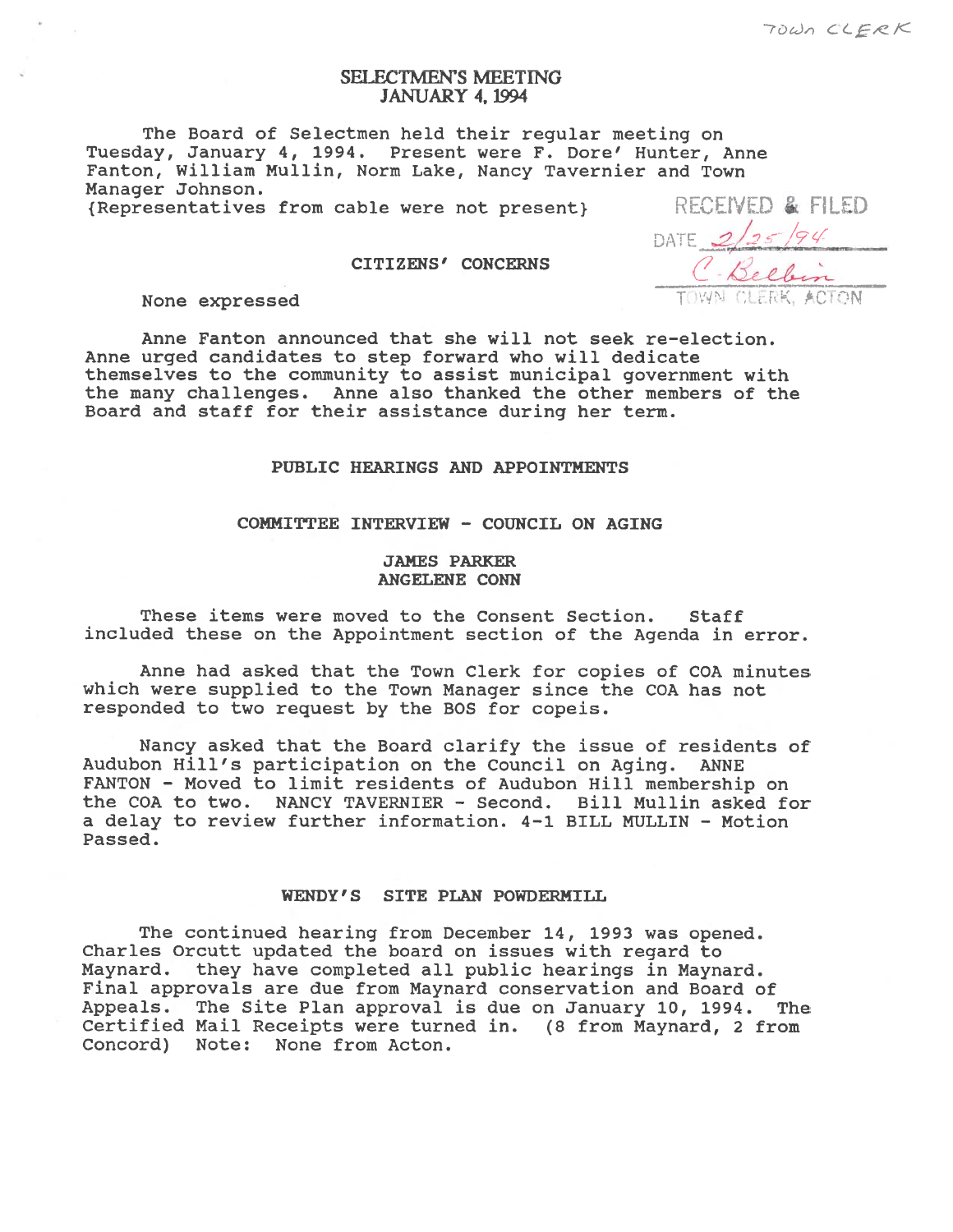TOWN CLERK

# SELECTMEN'S MEETING
## JANUARY 4, 1994

The Board of Selectmen held their regular meeting on Tuesday, January 4, 1994. Present were F. Dore' Hunter, Anne Fanton, William Mullin, Norm Lake, Nancy Tavernier and Town Manager Johnson.
{Representatives from cable were not present}

RECEIVED & FILED
DATE 2/25/94
C. Belbin
TOWN CLERK, ACTON

### CITIZENS' CONCERNS

None expressed

Anne Fanton announced that she will not seek re-election. Anne urged candidates to step forward who will dedicate themselves to the community to assist municipal government with the many challenges. Anne also thanked the other members of the Board and staff for their assistance during her term.

### PUBLIC HEARINGS AND APPOINTMENTS

### COMMITTEE INTERVIEW - COUNCIL ON AGING

**JAMES PARKER**
**ANGELENE CONN**

These items were moved to the Consent Section. Staff included these on the Appointment section of the Agenda in error.

Anne had asked that the Town Clerk for copies of COA minutes which were supplied to the Town Manager since the COA has not responded to two request by the BOS for copeis.

Nancy asked that the Board clarify the issue of residents of Audubon Hill's participation on the Council on Aging. ANNE FANTON - Moved to limit residents of Audubon Hill membership on the COA to two. NANCY TAVERNIER - Second. Bill Mullin asked for a delay to review further information. 4-1 BILL MULLIN - Motion Passed.

### WENDY'S SITE PLAN POWDERMILL

The continued hearing from December 14, 1993 was opened. Charles Orcutt updated the board on issues with regard to Maynard. they have completed all public hearings in Maynard. Final approvals are due from Maynard conservation and Board of Appeals. The Site Plan approval is due on January 10, 1994. The Certified Mail Receipts were turned in. (8 from Maynard, 2 from Concord) Note: None from Acton.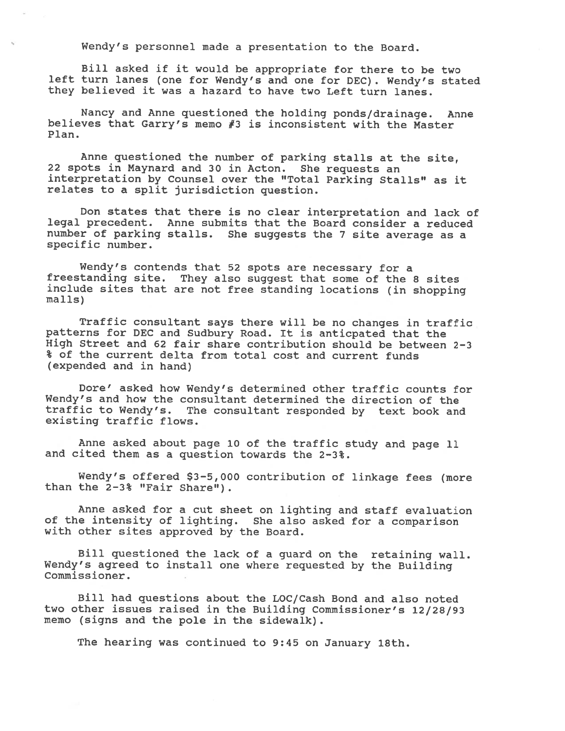Wendy's personnel made a presentation to the Board.

Bill asked if it would be appropriate for there to be two left turn lanes (one for Wendy's and one for DEC). Wendy's stated they believed it was a hazard to have two Left turn lanes.

Nancy and Anne questioned the holding ponds/drainage. Anne believes that Garry's memo #3 is inconsistent with the Master Plan.

Anne questioned the number of parking stalls at the site, 22 spots in Maynard and 30 in Acton. She requests an interpretation by Counsel over the "Total Parking Stalls" as it relates to a split jurisdiction question.

Don states that there is no clear interpretation and lack of legal precedent. Anne submits that the Board consider a reduced number of parking stalls. She suggests the 7 site average as a specific number.

Wendy's contends that 52 spots are necessary for a freestanding site. They also suggest that some of the 8 sites include sites that are not free standing locations (in shopping malls)

Traffic consultant says there will be no changes in traffic patterns for DEC and Sudbury Road. It is anticpated that the High Street and 62 fair share contribution should be between 2-3 % of the current delta from total cost and current funds (expended and in hand)

Dore' asked how Wendy's determined other traffic counts for Wendy's and how the consultant determined the direction of the traffic to Wendy's. The consultant responded by text book and existing traffic flows.

Anne asked about page 10 of the traffic study and page 11 and cited them as a question towards the 2-3%.

Wendy's offered $3-5,000 contribution of linkage fees (more than the 2-3% "Fair Share").

Anne asked for a cut sheet on lighting and staff evaluation of the intensity of lighting. She also asked for a comparison with other sites approved by the Board.

Bill questioned the lack of a guard on the retaining wall. Wendy's agreed to install one where requested by the Building Commissioner.

Bill had questions about the LOC/Cash Bond and also noted two other issues raised in the Building Commissioner's 12/28/93 memo (signs and the pole in the sidewalk).

The hearing was continued to 9:45 on January 18th.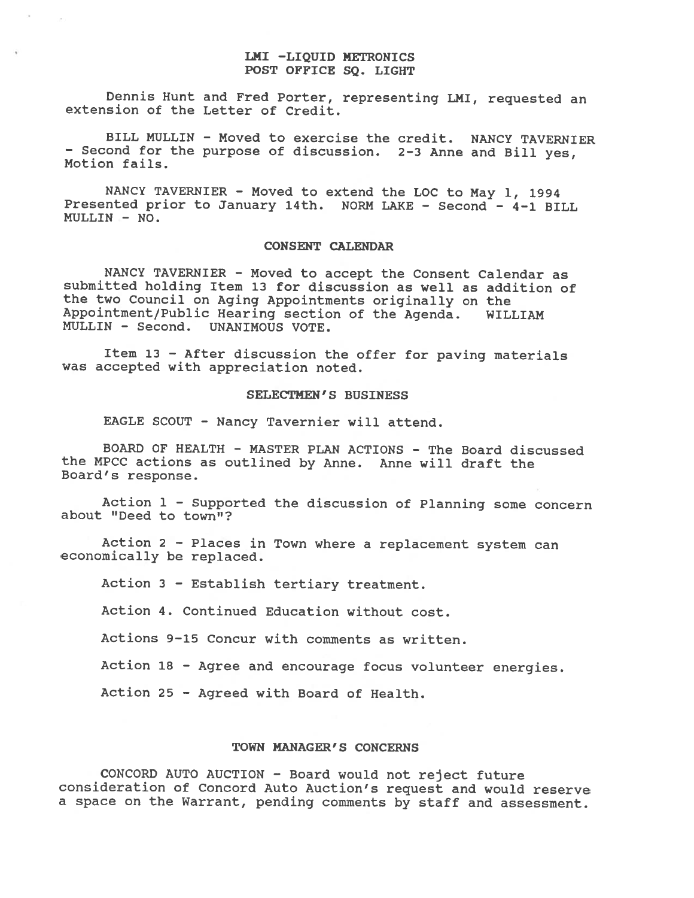## LMI -LIQUID METRONICS
## POST OFFICE SQ. LIGHT

Dennis Hunt and Fred Porter, representing LMI, requested an extension of the Letter of Credit.

BILL MULLIN - Moved to exercise the credit. NANCY TAVERNIER - Second for the purpose of discussion. 2-3 Anne and Bill yes, Motion fails.

NANCY TAVERNIER - Moved to extend the LOC to May 1, 1994 Presented prior to January 14th. NORM LAKE - Second - 4-1 BILL MULLIN - NO.

## CONSENT CALENDAR

NANCY TAVERNIER - Moved to accept the Consent Calendar as submitted holding Item 13 for discussion as well as addition of the two Council on Aging Appointments originally on the Appointment/Public Hearing section of the Agenda. WILLIAM MULLIN - Second. UNANIMOUS VOTE.

Item 13 - After discussion the offer for paving materials was accepted with appreciation noted.

## SELECTMEN'S BUSINESS

EAGLE SCOUT - Nancy Tavernier will attend.

BOARD OF HEALTH - MASTER PLAN ACTIONS - The Board discussed the MPCC actions as outlined by Anne. Anne will draft the Board's response.

Action 1 - Supported the discussion of Planning some concern about "Deed to town"?

Action 2 - Places in Town where a replacement system can economically be replaced.

Action 3 - Establish tertiary treatment.

Action 4. Continued Education without cost.

Actions 9-15 Concur with comments as written.

Action 18 - Agree and encourage focus volunteer energies.

Action 25 - Agreed with Board of Health.

## TOWN MANAGER'S CONCERNS

CONCORD AUTO AUCTION - Board would not reject future consideration of Concord Auto Auction's request and would reserve a space on the Warrant, pending comments by staff and assessment.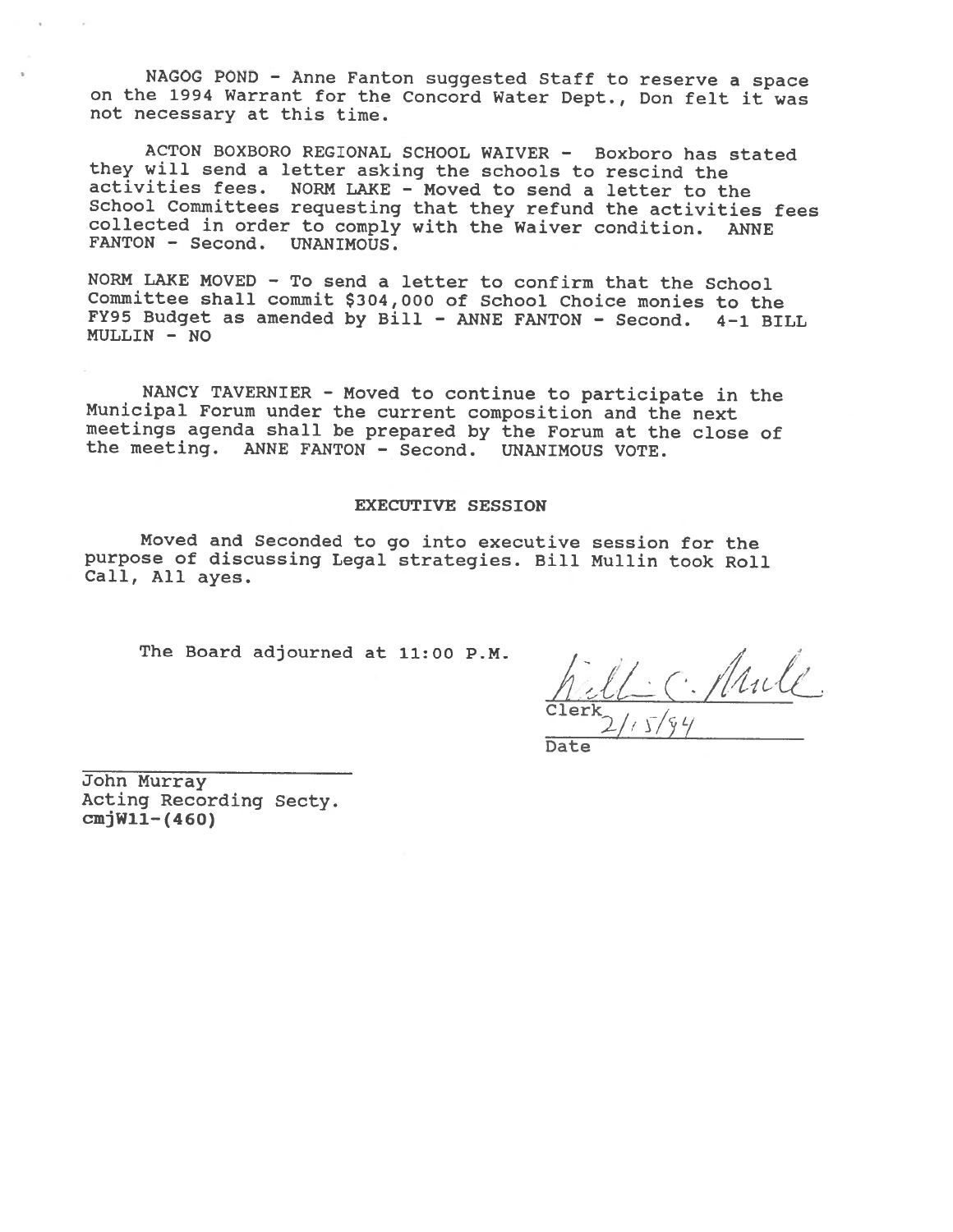NAGOG POND - Anne Fanton suggested Staff to reserve a space on the 1994 Warrant for the Concord Water Dept., Don felt it was not necessary at this time.

ACTON BOXBORO REGIONAL SCHOOL WAIVER - Boxboro has stated they will send a letter asking the schools to rescind the activities fees. NORM LAKE - Moved to send a letter to the School Committees requesting that they refund the activities fees collected in order to comply with the Waiver condition. ANNE FANTON - Second. UNANIMOUS.

NORM LAKE MOVED - To send a letter to confirm that the School Committee shall commit $304,000 of School Choice monies to the FY95 Budget as amended by Bill - ANNE FANTON - Second. 4-1 BILL MULLIN - NO

NANCY TAVERNIER - Moved to continue to participate in the Municipal Forum under the current composition and the next meetings agenda shall be prepared by the Forum at the close of the meeting. ANNE FANTON - Second. UNANIMOUS VOTE.

**EXECUTIVE SESSION**

Moved and Seconded to go into executive session for the purpose of discussing Legal strategies. Bill Mullin took Roll Call, All ayes.

The Board adjourned at 11:00 P.M.

William C. Mullin
Clerk
2/15/94
Date

John Murray
Acting Recording Secty.
**cmjW11-(460)**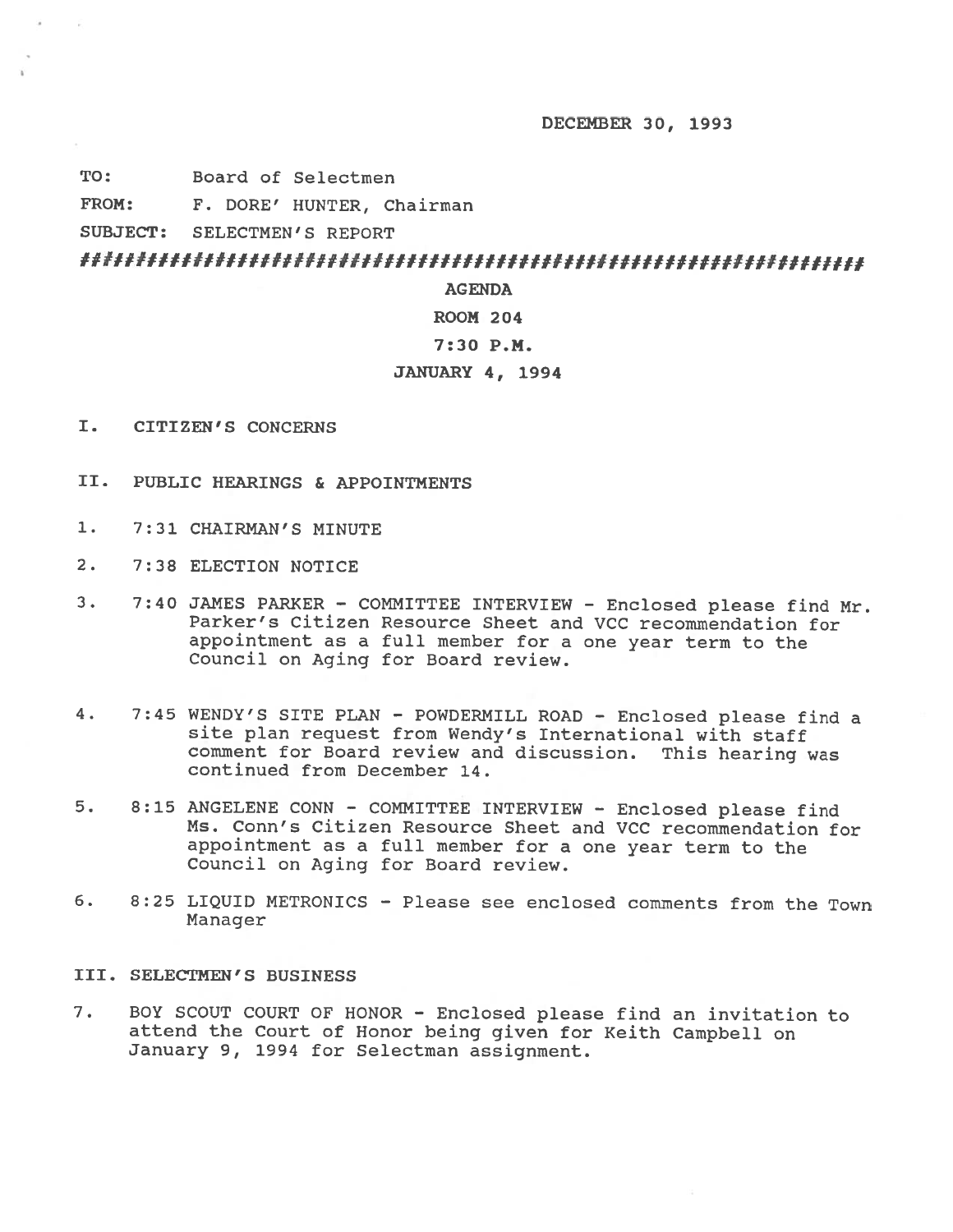DECEMBER 30, 1993

**TO:** Board of Selectmen

**FROM:** F. DORE' HUNTER, Chairman

**SUBJECT:** SELECTMEN'S REPORT

#####################################################################

**AGENDA**

**ROOM 204**

**7:30 P.M.**

**JANUARY 4, 1994**

I. CITIZEN'S CONCERNS

II. PUBLIC HEARINGS & APPOINTMENTS

1. 7:31 CHAIRMAN'S MINUTE

2. 7:38 ELECTION NOTICE

3. 7:40 JAMES PARKER - COMMITTEE INTERVIEW - Enclosed please find Mr. Parker's Citizen Resource Sheet and VCC recommendation for appointment as a full member for a one year term to the Council on Aging for Board review.

4. 7:45 WENDY'S SITE PLAN - POWDERMILL ROAD - Enclosed please find a site plan request from Wendy's International with staff comment for Board review and discussion. This hearing was continued from December 14.

5. 8:15 ANGELENE CONN - COMMITTEE INTERVIEW - Enclosed please find Ms. Conn's Citizen Resource Sheet and VCC recommendation for appointment as a full member for a one year term to the Council on Aging for Board review.

6. 8:25 LIQUID METRONICS - Please see enclosed comments from the Town Manager

III. SELECTMEN'S BUSINESS

7. BOY SCOUT COURT OF HONOR - Enclosed please find an invitation to attend the Court of Honor being given for Keith Campbell on January 9, 1994 for Selectman assignment.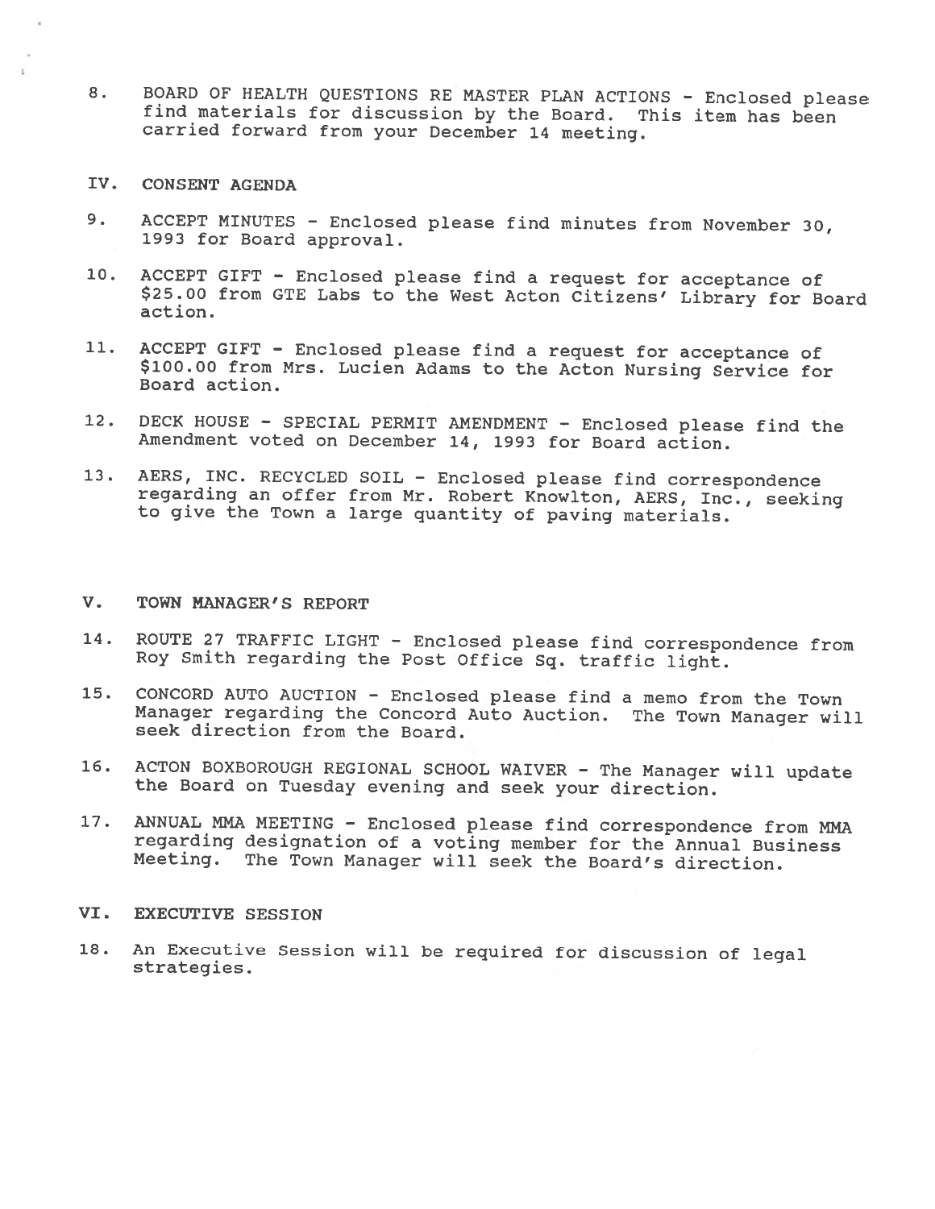8. BOARD OF HEALTH QUESTIONS RE MASTER PLAN ACTIONS - Enclosed please find materials for discussion by the Board. This item has been carried forward from your December 14 meeting.

## IV. CONSENT AGENDA

9. ACCEPT MINUTES - Enclosed please find minutes from November 30, 1993 for Board approval.

10. ACCEPT GIFT - Enclosed please find a request for acceptance of $25.00 from GTE Labs to the West Acton Citizens' Library for Board action.

11. ACCEPT GIFT - Enclosed please find a request for acceptance of $100.00 from Mrs. Lucien Adams to the Acton Nursing Service for Board action.

12. DECK HOUSE - SPECIAL PERMIT AMENDMENT - Enclosed please find the Amendment voted on December 14, 1993 for Board action.

13. AERS, INC. RECYCLED SOIL - Enclosed please find correspondence regarding an offer from Mr. Robert Knowlton, AERS, Inc., seeking to give the Town a large quantity of paving materials.

## V. TOWN MANAGER'S REPORT

14. ROUTE 27 TRAFFIC LIGHT - Enclosed please find correspondence from Roy Smith regarding the Post Office Sq. traffic light.

15. CONCORD AUTO AUCTION - Enclosed please find a memo from the Town Manager regarding the Concord Auto Auction. The Town Manager will seek direction from the Board.

16. ACTON BOXBOROUGH REGIONAL SCHOOL WAIVER - The Manager will update the Board on Tuesday evening and seek your direction.

17. ANNUAL MMA MEETING - Enclosed please find correspondence from MMA regarding designation of a voting member for the Annual Business Meeting. The Town Manager will seek the Board's direction.

## VI. EXECUTIVE SESSION

18. An Executive Session will be required for discussion of legal strategies.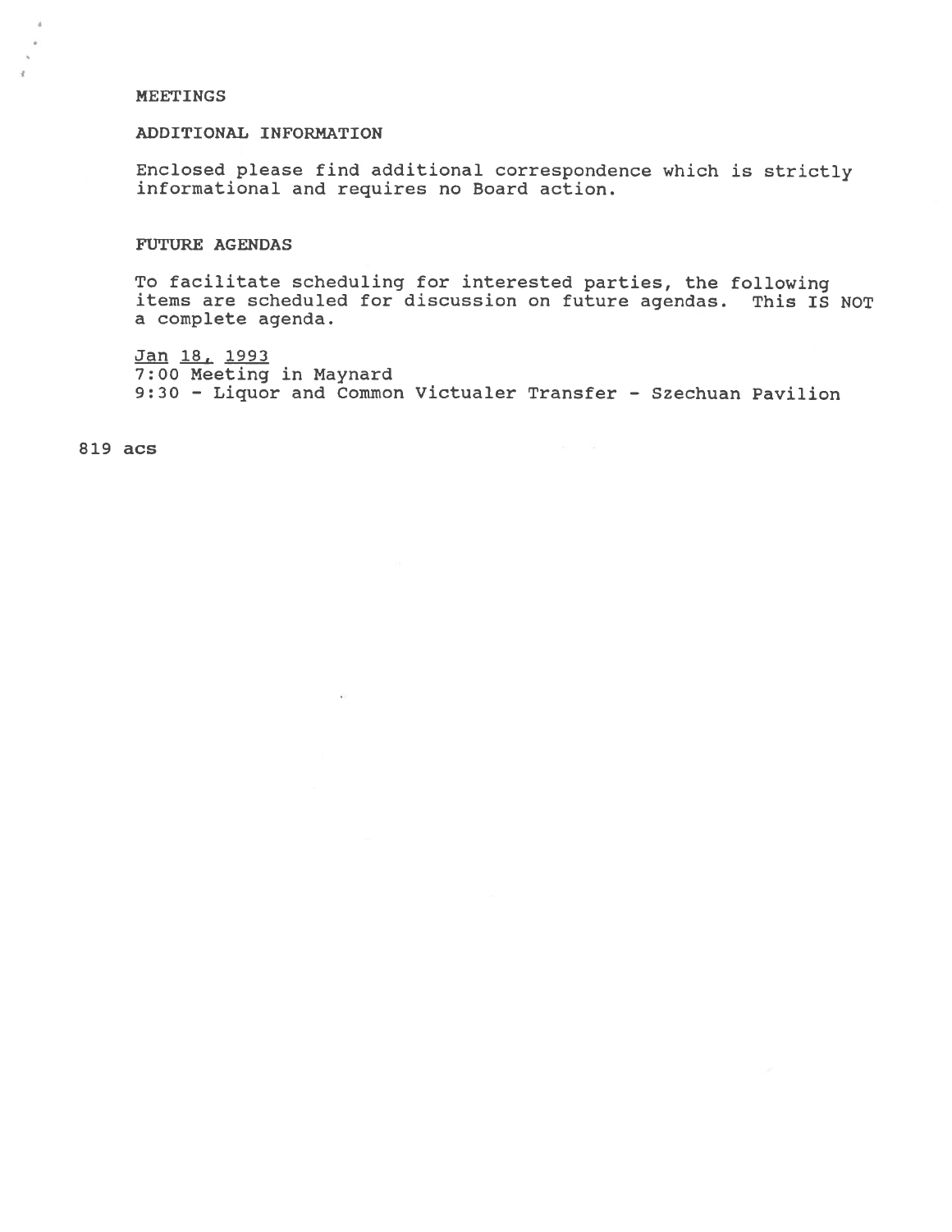## MEETINGS

### ADDITIONAL INFORMATION

Enclosed please find additional correspondence which is strictly informational and requires no Board action.

### FUTURE AGENDAS

To facilitate scheduling for interested parties, the following items are scheduled for discussion on future agendas. This IS NOT a complete agenda.

Jan 18, 1993
7:00 Meeting in Maynard
9:30 - Liquor and Common Victualer Transfer - Szechuan Pavilion

819 acs